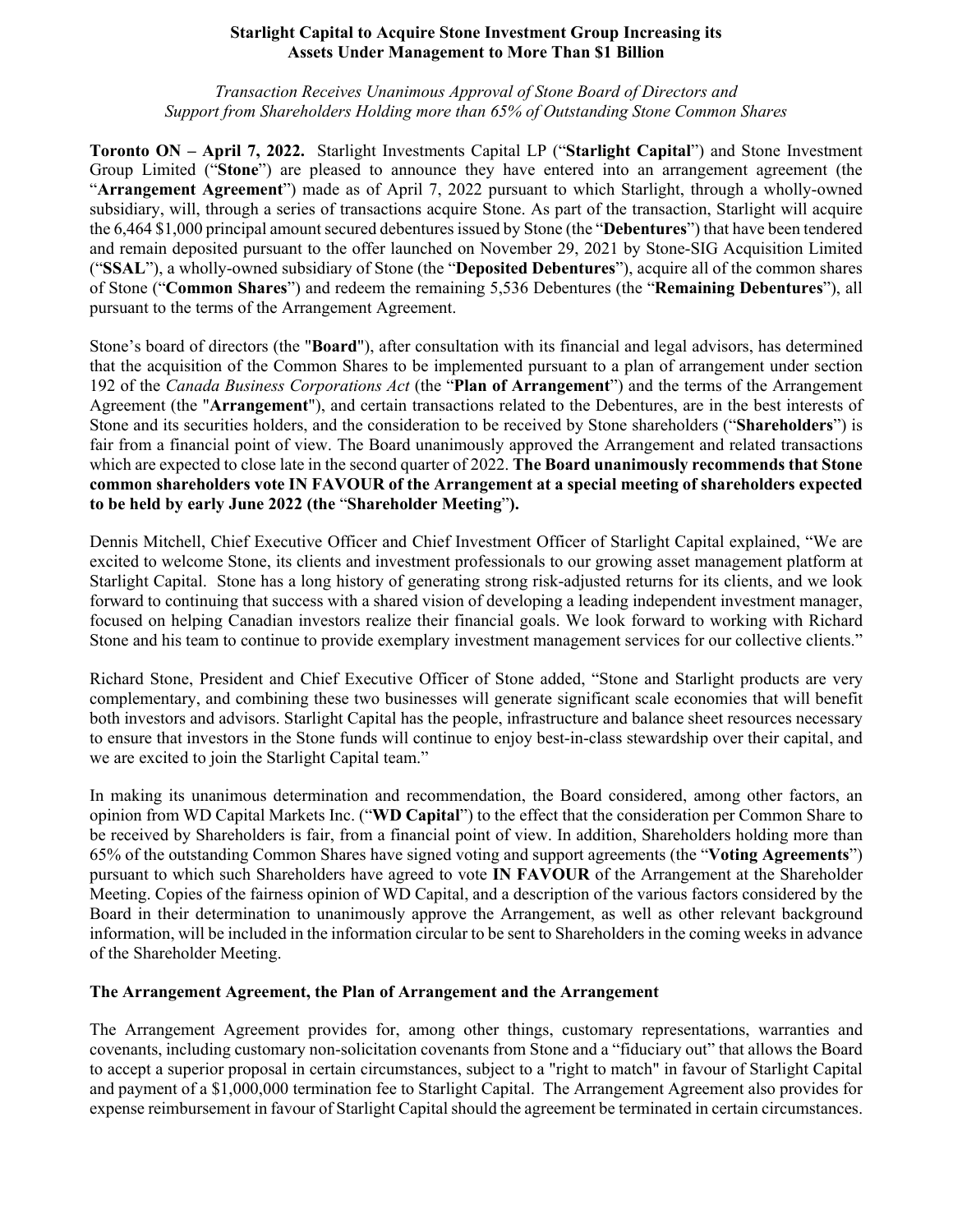**Starlight Capital to Acquire Stone Investment Group Increasing its Assets Under Management to More Than $1 Billion**

*Transaction Receives Unanimous Approval of Stone Board of Directors and Support from Shareholders Holding more than 65% of Outstanding Stone Common Shares*

**Toronto ON – April 7, 2022.** Starlight Investments Capital LP ("**Starlight Capital**") and Stone Investment Group Limited ("**Stone**") are pleased to announce they have entered into an arrangement agreement (the "**Arrangement Agreement**") made as of April 7, 2022 pursuant to which Starlight, through a wholly-owned subsidiary, will, through a series of transactions acquire Stone. As part of the transaction, Starlight will acquire the 6,464 $1,000 principal amount secured debentures issued by Stone (the "**Debentures**") that have been tendered and remain deposited pursuant to the offer launched on November 29, 2021 by Stone-SIG Acquisition Limited ("**SSAL**"), a wholly-owned subsidiary of Stone (the "**Deposited Debentures**"), acquire all of the common shares of Stone ("**Common Shares**") and redeem the remaining 5,536 Debentures (the "**Remaining Debentures**"), all pursuant to the terms of the Arrangement Agreement.

Stone's board of directors (the "**Board**"), after consultation with its financial and legal advisors, has determined that the acquisition of the Common Shares to be implemented pursuant to a plan of arrangement under section 192 of the *Canada Business Corporations Act* (the "**Plan of Arrangement**") and the terms of the Arrangement Agreement (the "**Arrangement**"), and certain transactions related to the Debentures, are in the best interests of Stone and its securities holders, and the consideration to be received by Stone shareholders ("**Shareholders**") is fair from a financial point of view. The Board unanimously approved the Arrangement and related transactions which are expected to close late in the second quarter of 2022. **The Board unanimously recommends that Stone common shareholders vote IN FAVOUR of the Arrangement at a special meeting of shareholders expected to be held by early June 2022 (the "Shareholder Meeting").**

Dennis Mitchell, Chief Executive Officer and Chief Investment Officer of Starlight Capital explained, "We are excited to welcome Stone, its clients and investment professionals to our growing asset management platform at Starlight Capital. Stone has a long history of generating strong risk-adjusted returns for its clients, and we look forward to continuing that success with a shared vision of developing a leading independent investment manager, focused on helping Canadian investors realize their financial goals. We look forward to working with Richard Stone and his team to continue to provide exemplary investment management services for our collective clients."

Richard Stone, President and Chief Executive Officer of Stone added, "Stone and Starlight products are very complementary, and combining these two businesses will generate significant scale economies that will benefit both investors and advisors. Starlight Capital has the people, infrastructure and balance sheet resources necessary to ensure that investors in the Stone funds will continue to enjoy best-in-class stewardship over their capital, and we are excited to join the Starlight Capital team."

In making its unanimous determination and recommendation, the Board considered, among other factors, an opinion from WD Capital Markets Inc. ("**WD Capital**") to the effect that the consideration per Common Share to be received by Shareholders is fair, from a financial point of view. In addition, Shareholders holding more than 65% of the outstanding Common Shares have signed voting and support agreements (the "**Voting Agreements**") pursuant to which such Shareholders have agreed to vote **IN FAVOUR** of the Arrangement at the Shareholder Meeting. Copies of the fairness opinion of WD Capital, and a description of the various factors considered by the Board in their determination to unanimously approve the Arrangement, as well as other relevant background information, will be included in the information circular to be sent to Shareholders in the coming weeks in advance of the Shareholder Meeting.

**The Arrangement Agreement, the Plan of Arrangement and the Arrangement**

The Arrangement Agreement provides for, among other things, customary representations, warranties and covenants, including customary non-solicitation covenants from Stone and a "fiduciary out" that allows the Board to accept a superior proposal in certain circumstances, subject to a "right to match" in favour of Starlight Capital and payment of a $1,000,000 termination fee to Starlight Capital. The Arrangement Agreement also provides for expense reimbursement in favour of Starlight Capital should the agreement be terminated in certain circumstances.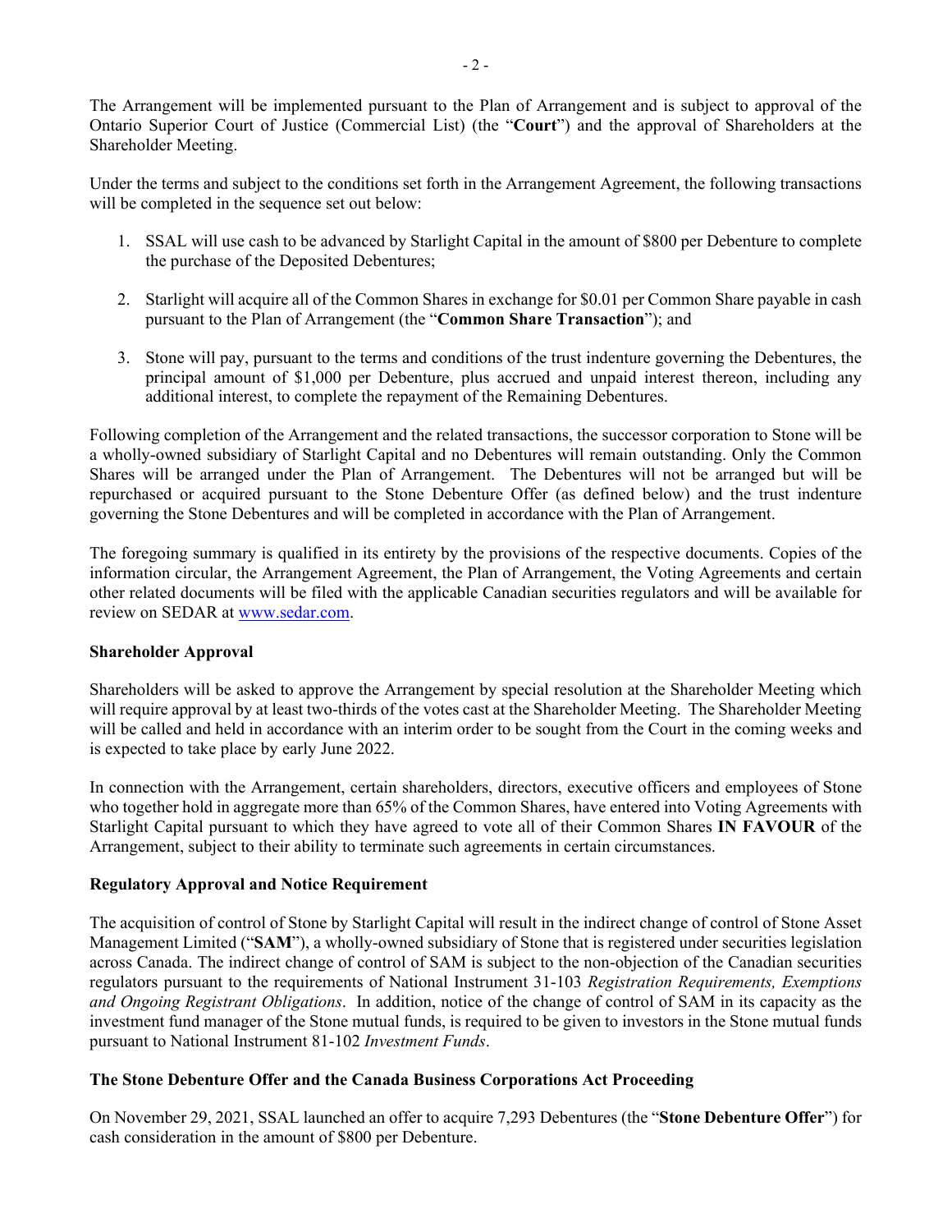The Arrangement will be implemented pursuant to the Plan of Arrangement and is subject to approval of the Ontario Superior Court of Justice (Commercial List) (the "**Court**") and the approval of Shareholders at the Shareholder Meeting.

Under the terms and subject to the conditions set forth in the Arrangement Agreement, the following transactions will be completed in the sequence set out below:

1. SSAL will use cash to be advanced by Starlight Capital in the amount of $800 per Debenture to complete the purchase of the Deposited Debentures;
2. Starlight will acquire all of the Common Shares in exchange for $0.01 per Common Share payable in cash pursuant to the Plan of Arrangement (the "**Common Share Transaction**"); and
3. Stone will pay, pursuant to the terms and conditions of the trust indenture governing the Debentures, the principal amount of $1,000 per Debenture, plus accrued and unpaid interest thereon, including any additional interest, to complete the repayment of the Remaining Debentures.

Following completion of the Arrangement and the related transactions, the successor corporation to Stone will be a wholly-owned subsidiary of Starlight Capital and no Debentures will remain outstanding. Only the Common Shares will be arranged under the Plan of Arrangement. The Debentures will not be arranged but will be repurchased or acquired pursuant to the Stone Debenture Offer (as defined below) and the trust indenture governing the Stone Debentures and will be completed in accordance with the Plan of Arrangement.

The foregoing summary is qualified in its entirety by the provisions of the respective documents. Copies of the information circular, the Arrangement Agreement, the Plan of Arrangement, the Voting Agreements and certain other related documents will be filed with the applicable Canadian securities regulators and will be available for review on SEDAR at www.sedar.com.

**Shareholder Approval**

Shareholders will be asked to approve the Arrangement by special resolution at the Shareholder Meeting which will require approval by at least two-thirds of the votes cast at the Shareholder Meeting. The Shareholder Meeting will be called and held in accordance with an interim order to be sought from the Court in the coming weeks and is expected to take place by early June 2022.

In connection with the Arrangement, certain shareholders, directors, executive officers and employees of Stone who together hold in aggregate more than 65% of the Common Shares, have entered into Voting Agreements with Starlight Capital pursuant to which they have agreed to vote all of their Common Shares **IN FAVOUR** of the Arrangement, subject to their ability to terminate such agreements in certain circumstances.

**Regulatory Approval and Notice Requirement**

The acquisition of control of Stone by Starlight Capital will result in the indirect change of control of Stone Asset Management Limited ("**SAM**"), a wholly-owned subsidiary of Stone that is registered under securities legislation across Canada. The indirect change of control of SAM is subject to the non-objection of the Canadian securities regulators pursuant to the requirements of National Instrument 31-103 *Registration Requirements, Exemptions and Ongoing Registrant Obligations*. In addition, notice of the change of control of SAM in its capacity as the investment fund manager of the Stone mutual funds, is required to be given to investors in the Stone mutual funds pursuant to National Instrument 81-102 *Investment Funds*.

**The Stone Debenture Offer and the Canada Business Corporations Act Proceeding**

On November 29, 2021, SSAL launched an offer to acquire 7,293 Debentures (the "**Stone Debenture Offer**") for cash consideration in the amount of $800 per Debenture.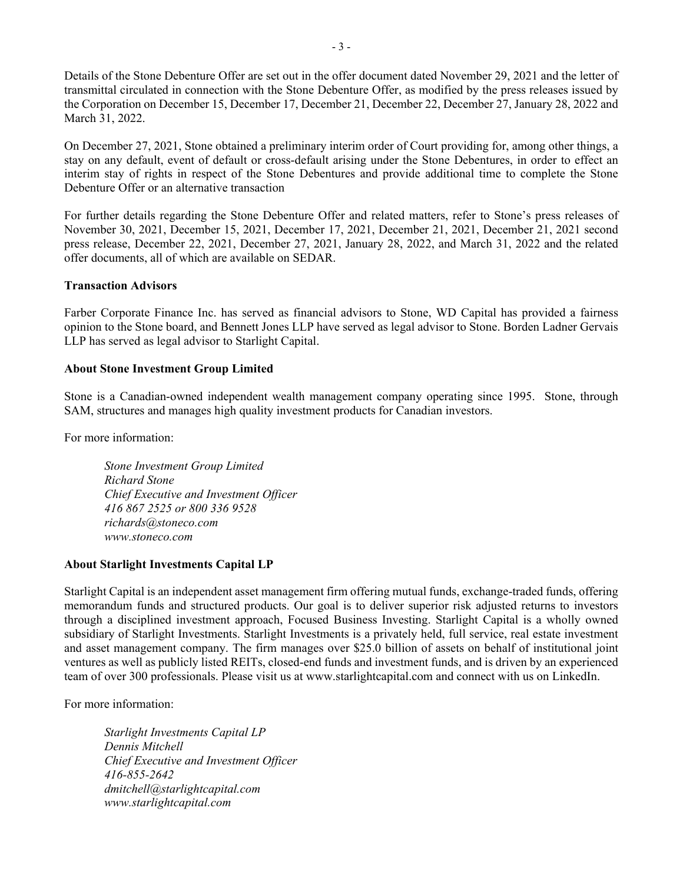Details of the Stone Debenture Offer are set out in the offer document dated November 29, 2021 and the letter of transmittal circulated in connection with the Stone Debenture Offer, as modified by the press releases issued by the Corporation on December 15, December 17, December 21, December 22, December 27, January 28, 2022 and March 31, 2022.

On December 27, 2021, Stone obtained a preliminary interim order of Court providing for, among other things, a stay on any default, event of default or cross-default arising under the Stone Debentures, in order to effect an interim stay of rights in respect of the Stone Debentures and provide additional time to complete the Stone Debenture Offer or an alternative transaction

For further details regarding the Stone Debenture Offer and related matters, refer to Stone's press releases of November 30, 2021, December 15, 2021, December 17, 2021, December 21, 2021, December 21, 2021 second press release, December 22, 2021, December 27, 2021, January 28, 2022, and March 31, 2022 and the related offer documents, all of which are available on SEDAR.

**Transaction Advisors**

Farber Corporate Finance Inc. has served as financial advisors to Stone, WD Capital has provided a fairness opinion to the Stone board, and Bennett Jones LLP have served as legal advisor to Stone. Borden Ladner Gervais LLP has served as legal advisor to Starlight Capital.

**About Stone Investment Group Limited**

Stone is a Canadian-owned independent wealth management company operating since 1995. Stone, through SAM, structures and manages high quality investment products for Canadian investors.

For more information:

> *Stone Investment Group Limited*
> *Richard Stone*
> *Chief Executive and Investment Officer*
> *416 867 2525 or 800 336 9528*
> *richards@stoneco.com*
> *www.stoneco.com*

**About Starlight Investments Capital LP**

Starlight Capital is an independent asset management firm offering mutual funds, exchange-traded funds, offering memorandum funds and structured products. Our goal is to deliver superior risk adjusted returns to investors through a disciplined investment approach, Focused Business Investing. Starlight Capital is a wholly owned subsidiary of Starlight Investments. Starlight Investments is a privately held, full service, real estate investment and asset management company. The firm manages over $25.0 billion of assets on behalf of institutional joint ventures as well as publicly listed REITs, closed-end funds and investment funds, and is driven by an experienced team of over 300 professionals. Please visit us at www.starlightcapital.com and connect with us on LinkedIn.

For more information:

> *Starlight Investments Capital LP*
> *Dennis Mitchell*
> *Chief Executive and Investment Officer*
> *416-855-2642*
> *dmitchell@starlightcapital.com*
> *www.starlightcapital.com*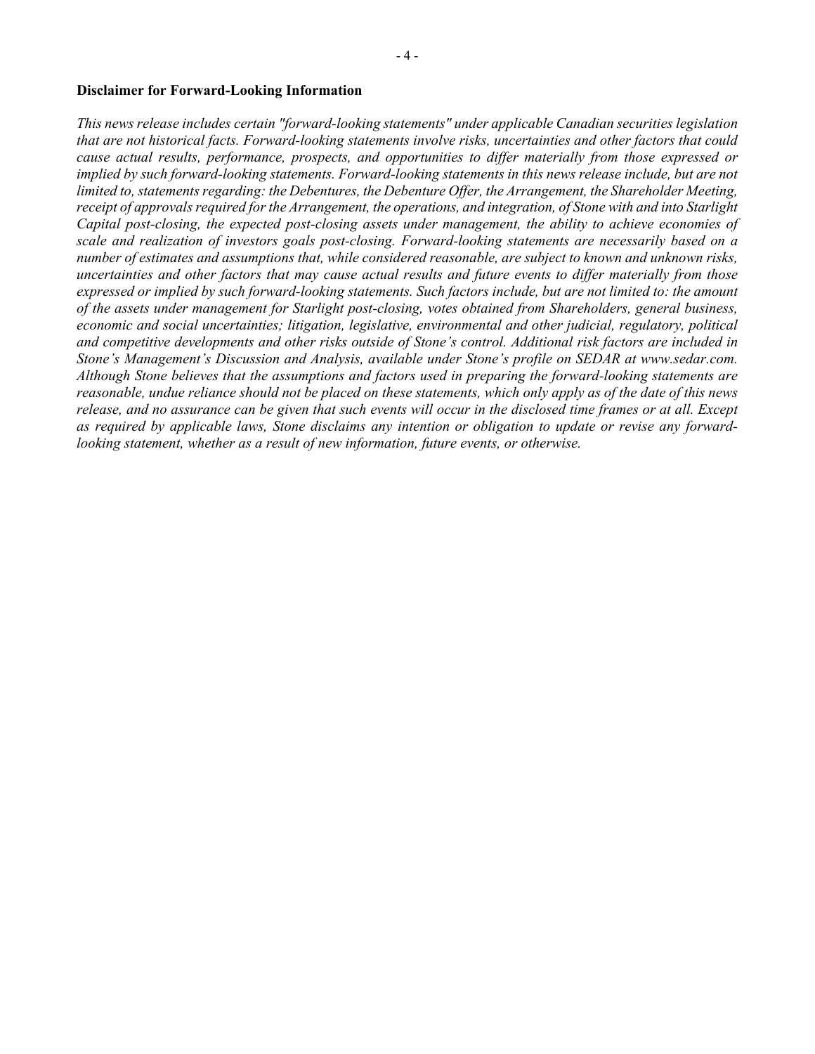**Disclaimer for Forward-Looking Information**

*This news release includes certain "forward-looking statements" under applicable Canadian securities legislation that are not historical facts. Forward-looking statements involve risks, uncertainties and other factors that could cause actual results, performance, prospects, and opportunities to differ materially from those expressed or implied by such forward-looking statements. Forward-looking statements in this news release include, but are not limited to, statements regarding: the Debentures, the Debenture Offer, the Arrangement, the Shareholder Meeting, receipt of approvals required for the Arrangement, the operations, and integration, of Stone with and into Starlight Capital post-closing, the expected post-closing assets under management, the ability to achieve economies of scale and realization of investors goals post-closing. Forward-looking statements are necessarily based on a number of estimates and assumptions that, while considered reasonable, are subject to known and unknown risks, uncertainties and other factors that may cause actual results and future events to differ materially from those expressed or implied by such forward-looking statements. Such factors include, but are not limited to: the amount of the assets under management for Starlight post-closing, votes obtained from Shareholders, general business, economic and social uncertainties; litigation, legislative, environmental and other judicial, regulatory, political and competitive developments and other risks outside of Stone's control. Additional risk factors are included in Stone's Management's Discussion and Analysis, available under Stone's profile on SEDAR at www.sedar.com. Although Stone believes that the assumptions and factors used in preparing the forward-looking statements are reasonable, undue reliance should not be placed on these statements, which only apply as of the date of this news release, and no assurance can be given that such events will occur in the disclosed time frames or at all. Except as required by applicable laws, Stone disclaims any intention or obligation to update or revise any forward-looking statement, whether as a result of new information, future events, or otherwise.*